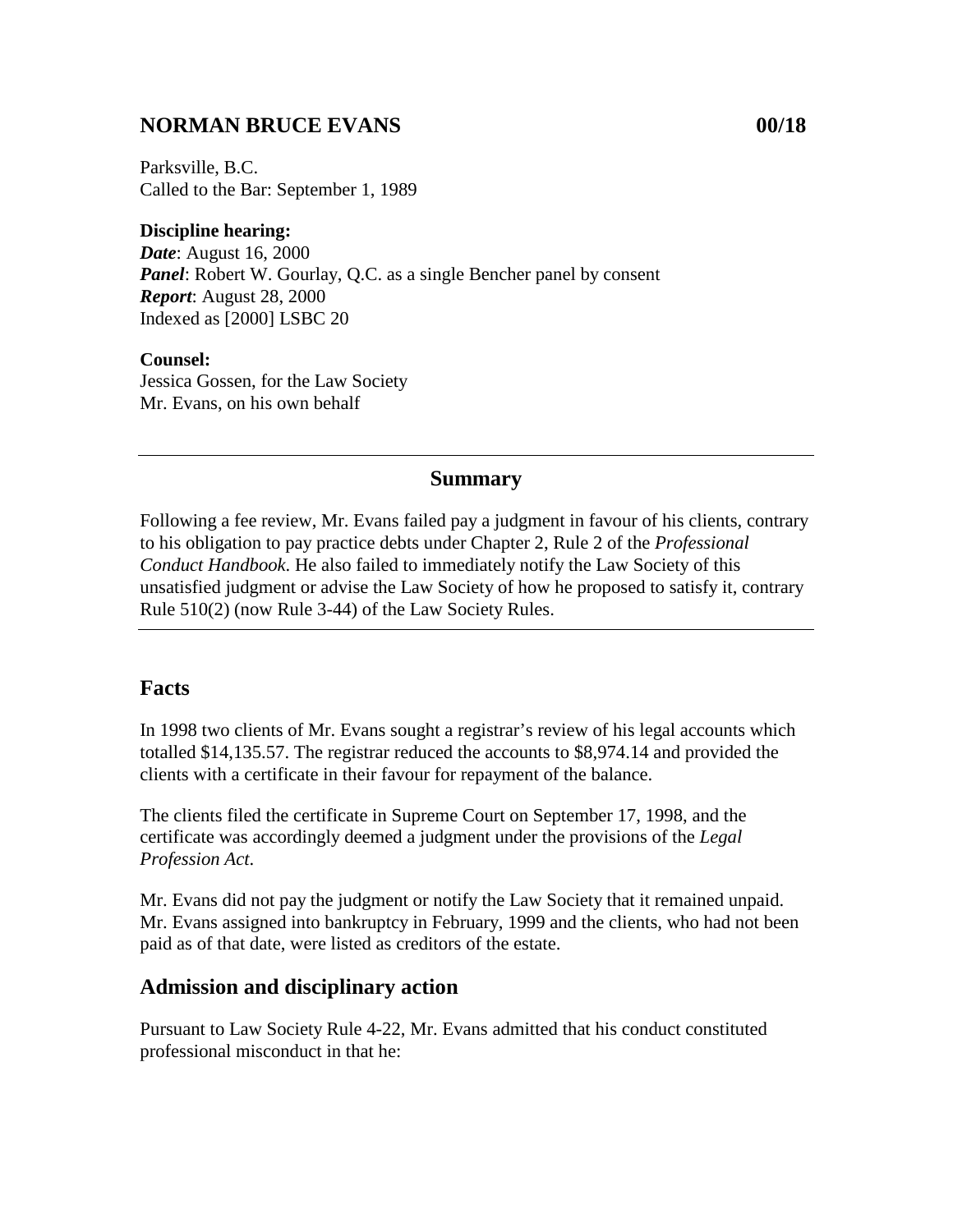## NORMAN BRUCE EVANS 00/18

Parksville, B.C.
Called to the Bar: September 1, 1989

**Discipline hearing:**
***Date***: August 16, 2000
***Panel***: Robert W. Gourlay, Q.C. as a single Bencher panel by consent
***Report***: August 28, 2000
Indexed as [2000] LSBC 20

**Counsel:**
Jessica Gossen, for the Law Society
Mr. Evans, on his own behalf

---

### Summary

Following a fee review, Mr. Evans failed pay a judgment in favour of his clients, contrary to his obligation to pay practice debts under Chapter 2, Rule 2 of the *Professional Conduct Handbook*. He also failed to immediately notify the Law Society of this unsatisfied judgment or advise the Law Society of how he proposed to satisfy it, contrary Rule 510(2) (now Rule 3-44) of the Law Society Rules.

---

## Facts

In 1998 two clients of Mr. Evans sought a registrar's review of his legal accounts which totalled $14,135.57. The registrar reduced the accounts to $8,974.14 and provided the clients with a certificate in their favour for repayment of the balance.

The clients filed the certificate in Supreme Court on September 17, 1998, and the certificate was accordingly deemed a judgment under the provisions of the *Legal Profession Act*.

Mr. Evans did not pay the judgment or notify the Law Society that it remained unpaid. Mr. Evans assigned into bankruptcy in February, 1999 and the clients, who had not been paid as of that date, were listed as creditors of the estate.

## Admission and disciplinary action

Pursuant to Law Society Rule 4-22, Mr. Evans admitted that his conduct constituted professional misconduct in that he: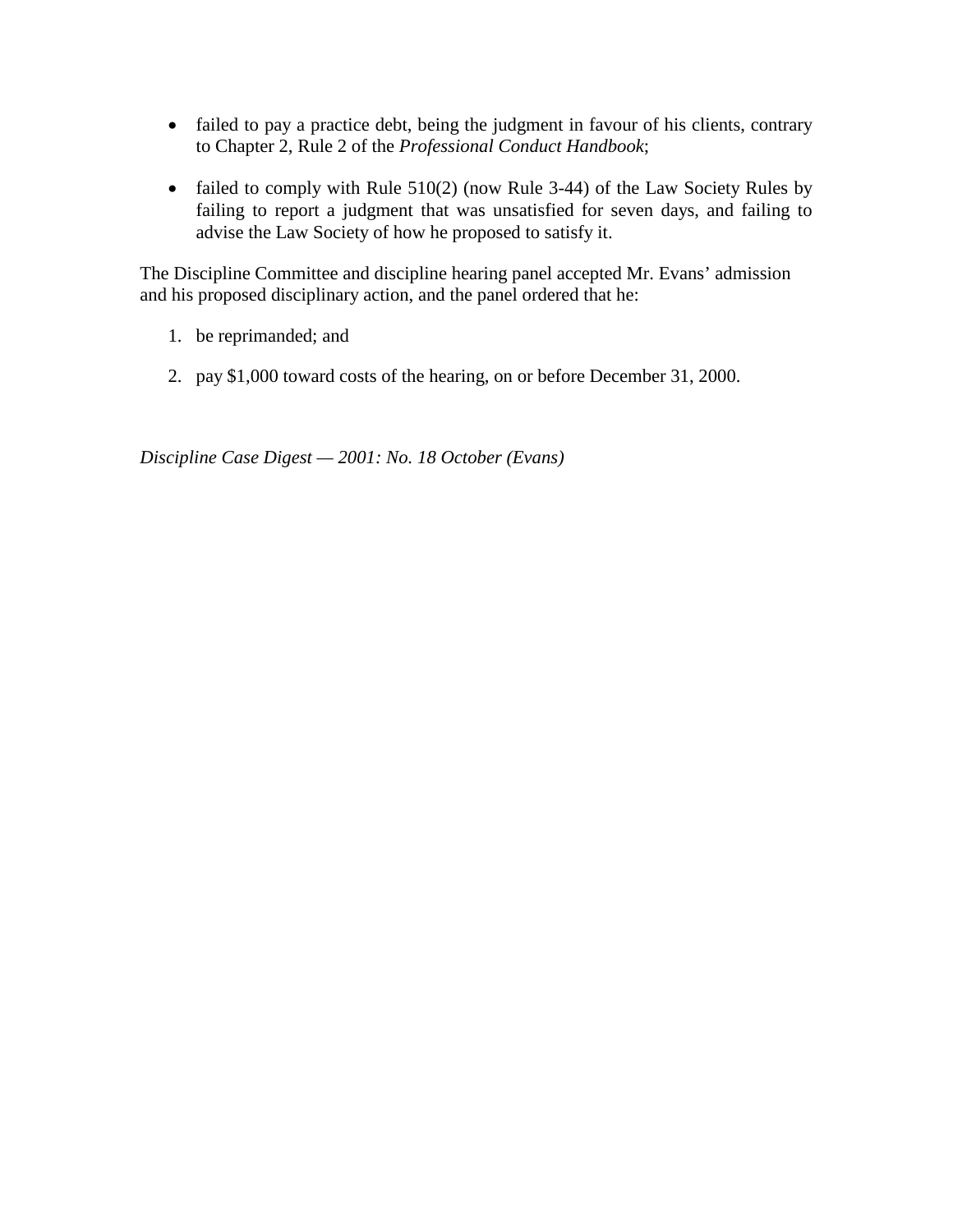- failed to pay a practice debt, being the judgment in favour of his clients, contrary to Chapter 2, Rule 2 of the *Professional Conduct Handbook*;

- failed to comply with Rule 510(2) (now Rule 3-44) of the Law Society Rules by failing to report a judgment that was unsatisfied for seven days, and failing to advise the Law Society of how he proposed to satisfy it.

The Discipline Committee and discipline hearing panel accepted Mr. Evans' admission and his proposed disciplinary action, and the panel ordered that he:

1. be reprimanded; and

2. pay $1,000 toward costs of the hearing, on or before December 31, 2000.

*Discipline Case Digest — 2001: No. 18 October (Evans)*